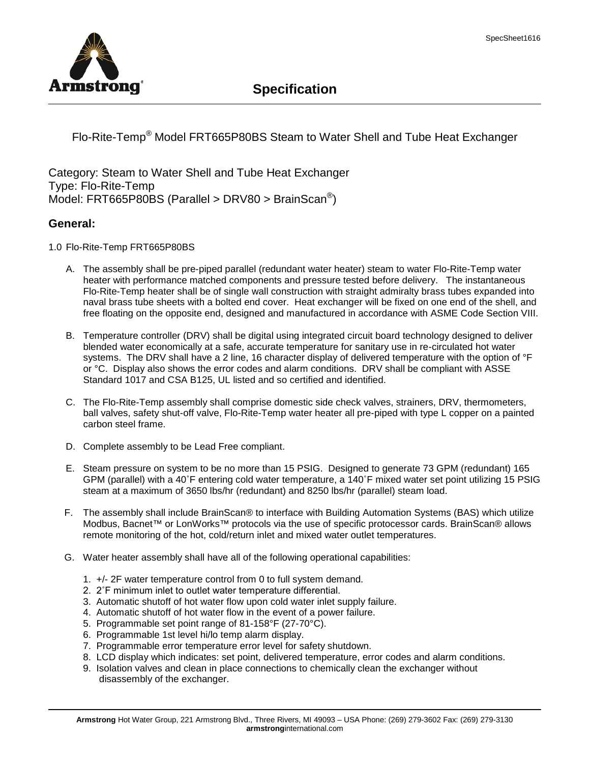# Specification

Flo-Rite-Temp® Model FRT665P80BS Steam to Water Shell and Tube Heat Exchanger

Category: Steam to Water Shell and Tube Heat Exchanger
Type: Flo-Rite-Temp
Model: FRT665P80BS (Parallel > DRV80 > BrainScan®)

## General:

1.0 Flo-Rite-Temp FRT665P80BS

A. The assembly shall be pre-piped parallel (redundant water heater) steam to water Flo-Rite-Temp water heater with performance matched components and pressure tested before delivery. The instantaneous Flo-Rite-Temp heater shall be of single wall construction with straight admiralty brass tubes expanded into naval brass tube sheets with a bolted end cover. Heat exchanger will be fixed on one end of the shell, and free floating on the opposite end, designed and manufactured in accordance with ASME Code Section VIII.

B. Temperature controller (DRV) shall be digital using integrated circuit board technology designed to deliver blended water economically at a safe, accurate temperature for sanitary use in re-circulated hot water systems. The DRV shall have a 2 line, 16 character display of delivered temperature with the option of °F or °C. Display also shows the error codes and alarm conditions. DRV shall be compliant with ASSE Standard 1017 and CSA B125, UL listed and so certified and identified.

C. The Flo-Rite-Temp assembly shall comprise domestic side check valves, strainers, DRV, thermometers, ball valves, safety shut-off valve, Flo-Rite-Temp water heater all pre-piped with type L copper on a painted carbon steel frame.

D. Complete assembly to be Lead Free compliant.

E. Steam pressure on system to be no more than 15 PSIG. Designed to generate 73 GPM (redundant) 165 GPM (parallel) with a 40˚F entering cold water temperature, a 140˚F mixed water set point utilizing 15 PSIG steam at a maximum of 3650 lbs/hr (redundant) and 8250 lbs/hr (parallel) steam load.

F. The assembly shall include BrainScan® to interface with Building Automation Systems (BAS) which utilize Modbus, Bacnet™ or LonWorks™ protocols via the use of specific protocessor cards. BrainScan® allows remote monitoring of the hot, cold/return inlet and mixed water outlet temperatures.

G. Water heater assembly shall have all of the following operational capabilities:

1. +/- 2F water temperature control from 0 to full system demand.
2. 2˚F minimum inlet to outlet water temperature differential.
3. Automatic shutoff of hot water flow upon cold water inlet supply failure.
4. Automatic shutoff of hot water flow in the event of a power failure.
5. Programmable set point range of 81-158°F (27-70°C).
6. Programmable 1st level hi/lo temp alarm display.
7. Programmable error temperature error level for safety shutdown.
8. LCD display which indicates: set point, delivered temperature, error codes and alarm conditions.
9. Isolation valves and clean in place connections to chemically clean the exchanger without disassembly of the exchanger.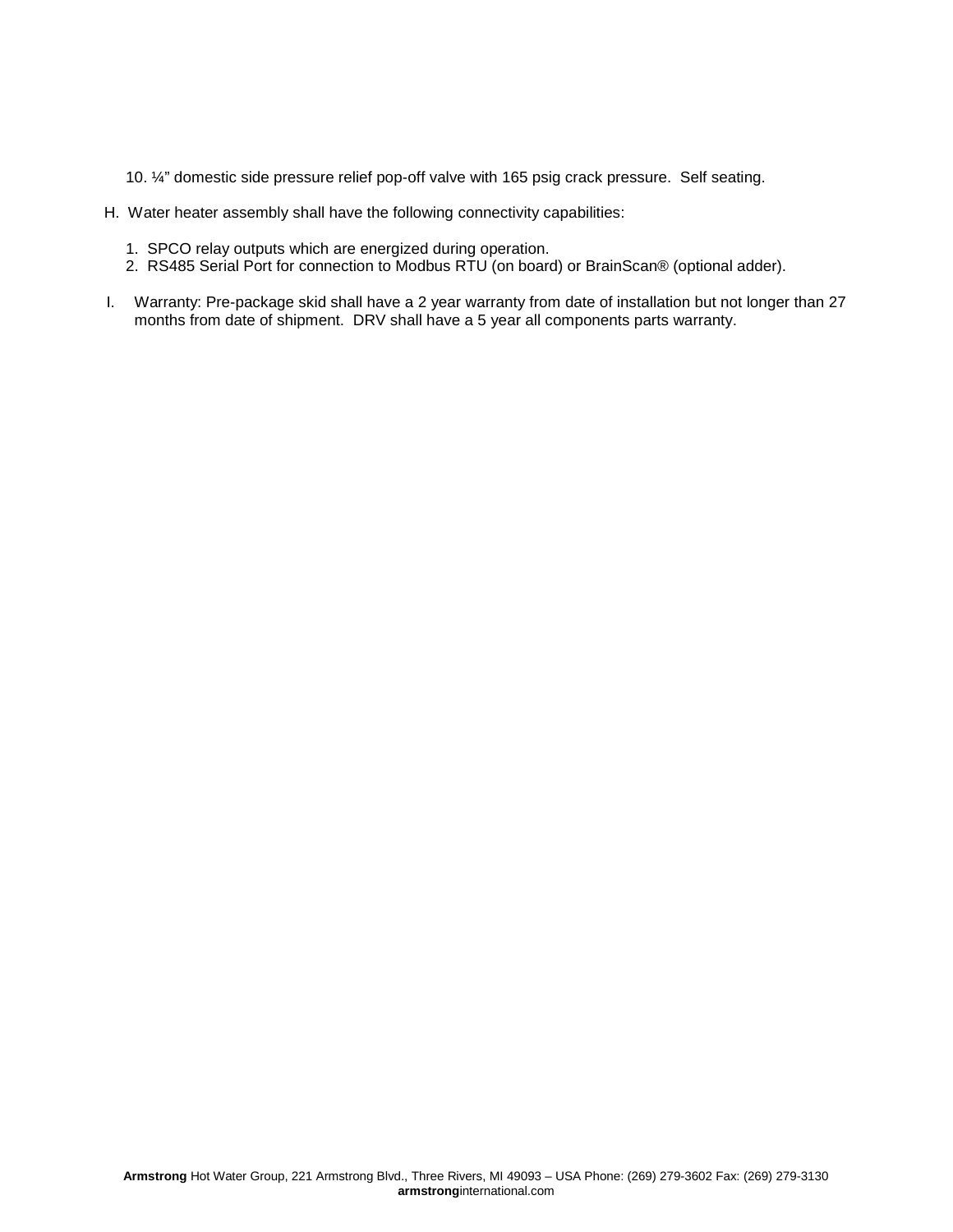10. ¼" domestic side pressure relief pop-off valve with 165 psig crack pressure. Self seating.

H. Water heater assembly shall have the following connectivity capabilities:

1. SPCO relay outputs which are energized during operation.
2. RS485 Serial Port for connection to Modbus RTU (on board) or BrainScan® (optional adder).

I. Warranty: Pre-package skid shall have a 2 year warranty from date of installation but not longer than 27 months from date of shipment. DRV shall have a 5 year all components parts warranty.